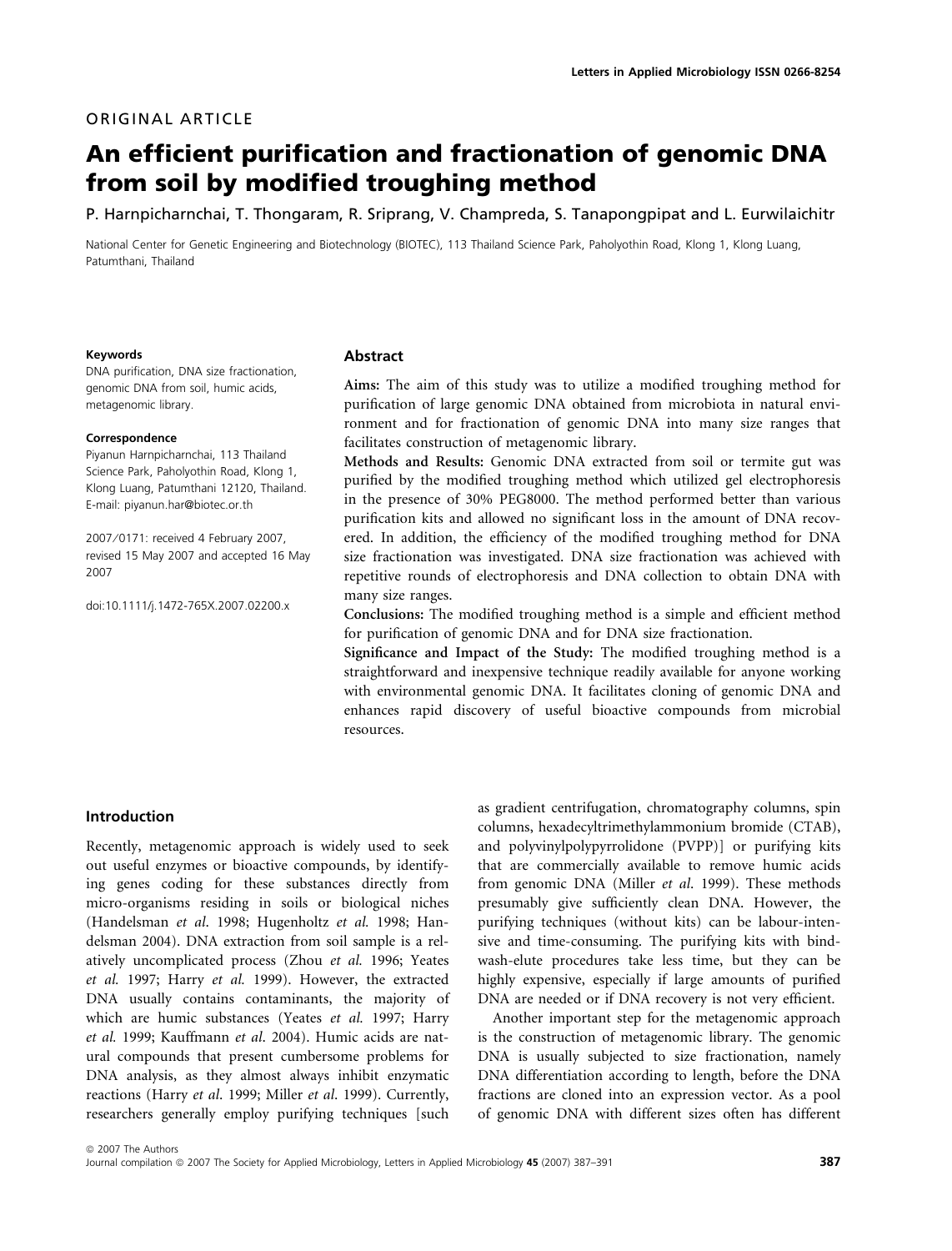ORIGINAL ARTICLE

# An efficient purification and fractionation of genomic DNA from soil by modified troughing method

P. Harnpicharnchai, T. Thongaram, R. Sriprang, V. Champreda, S. Tanapongpipat and L. Eurwilaichitr

National Center for Genetic Engineering and Biotechnology (BIOTEC), 113 Thailand Science Park, Paholyothin Road, Klong 1, Klong Luang, Patumthani, Thailand

**Keywords**

DNA purification, DNA size fractionation, genomic DNA from soil, humic acids, metagenomic library.

**Correspondence**

Piyanun Harnpicharnchai, 113 Thailand Science Park, Paholyothin Road, Klong 1, Klong Luang, Patumthani 12120, Thailand.
E-mail: piyanun.har@biotec.or.th

2007/0171: received 4 February 2007, revised 15 May 2007 and accepted 16 May 2007

doi:10.1111/j.1472-765X.2007.02200.x

## Abstract

**Aims:** The aim of this study was to utilize a modified troughing method for purification of large genomic DNA obtained from microbiota in natural environment and for fractionation of genomic DNA into many size ranges that facilitates construction of metagenomic library.

**Methods and Results:** Genomic DNA extracted from soil or termite gut was purified by the modified troughing method which utilized gel electrophoresis in the presence of 30% PEG8000. The method performed better than various purification kits and allowed no significant loss in the amount of DNA recovered. In addition, the efficiency of the modified troughing method for DNA size fractionation was investigated. DNA size fractionation was achieved with repetitive rounds of electrophoresis and DNA collection to obtain DNA with many size ranges.

**Conclusions:** The modified troughing method is a simple and efficient method for purification of genomic DNA and for DNA size fractionation.

**Significance and Impact of the Study:** The modified troughing method is a straightforward and inexpensive technique readily available for anyone working with environmental genomic DNA. It facilitates cloning of genomic DNA and enhances rapid discovery of useful bioactive compounds from microbial resources.

## Introduction

Recently, metagenomic approach is widely used to seek out useful enzymes or bioactive compounds, by identifying genes coding for these substances directly from micro-organisms residing in soils or biological niches (Handelsman *et al.* 1998; Hugenholtz *et al.* 1998; Handelsman 2004). DNA extraction from soil sample is a relatively uncomplicated process (Zhou *et al.* 1996; Yeates *et al.* 1997; Harry *et al.* 1999). However, the extracted DNA usually contains contaminants, the majority of which are humic substances (Yeates *et al.* 1997; Harry *et al.* 1999; Kauffmann *et al.* 2004). Humic acids are natural compounds that present cumbersome problems for DNA analysis, as they almost always inhibit enzymatic reactions (Harry *et al.* 1999; Miller *et al.* 1999). Currently, researchers generally employ purifying techniques [such as gradient centrifugation, chromatography columns, spin columns, hexadecyltrimethylammonium bromide (CTAB), and polyvinylpolypyrrolidone (PVPP)] or purifying kits that are commercially available to remove humic acids from genomic DNA (Miller *et al.* 1999). These methods presumably give sufficiently clean DNA. However, the purifying techniques (without kits) can be labour-intensive and time-consuming. The purifying kits with bind-wash-elute procedures take less time, but they can be highly expensive, especially if large amounts of purified DNA are needed or if DNA recovery is not very efficient.

Another important step for the metagenomic approach is the construction of metagenomic library. The genomic DNA is usually subjected to size fractionation, namely DNA differentiation according to length, before the DNA fractions are cloned into an expression vector. As a pool of genomic DNA with different sizes often has different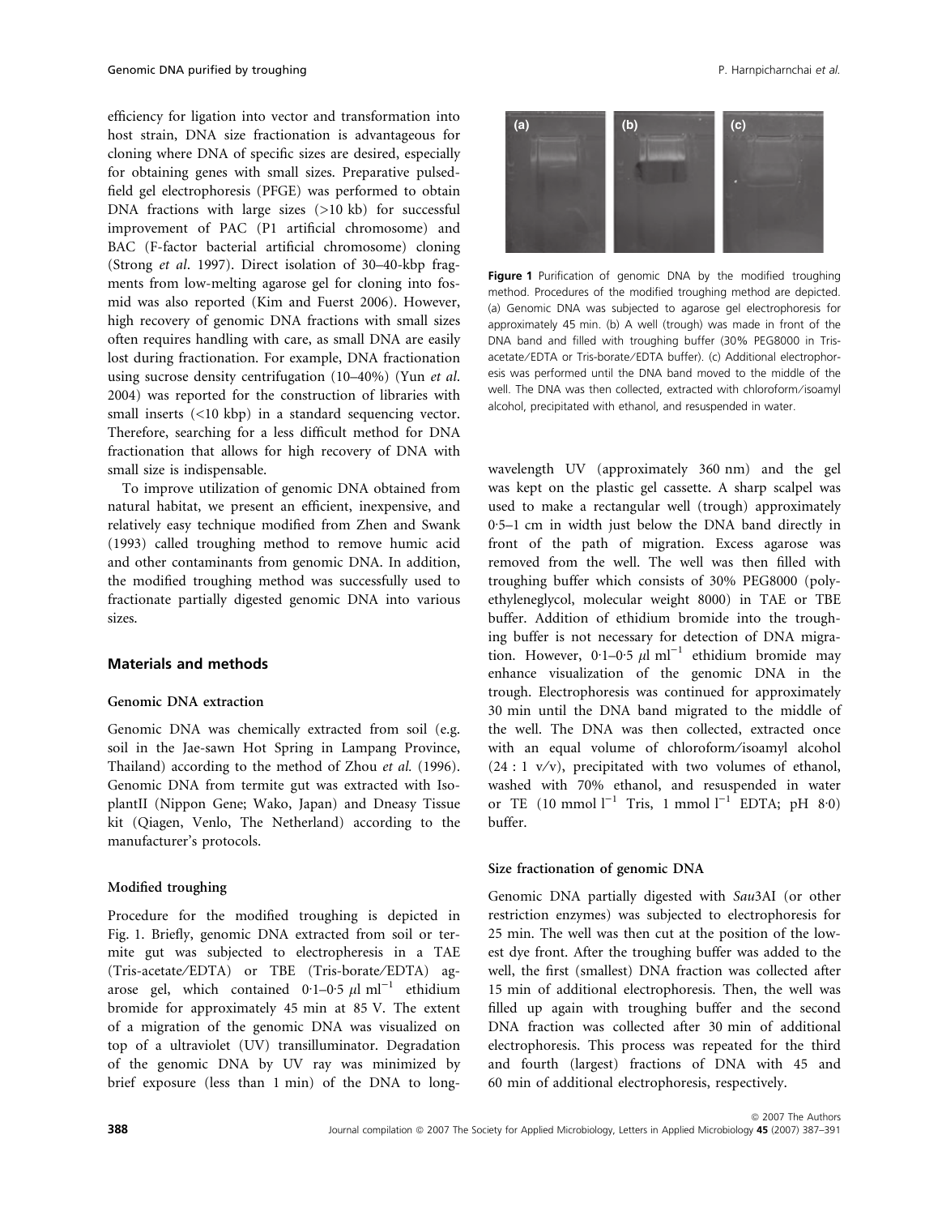efficiency for ligation into vector and transformation into host strain, DNA size fractionation is advantageous for cloning where DNA of specific sizes are desired, especially for obtaining genes with small sizes. Preparative pulsed-field gel electrophoresis (PFGE) was performed to obtain DNA fractions with large sizes (>10 kb) for successful improvement of PAC (P1 artificial chromosome) and BAC (F-factor bacterial artificial chromosome) cloning (Strong *et al*. 1997). Direct isolation of 30–40-kbp fragments from low-melting agarose gel for cloning into fosmid was also reported (Kim and Fuerst 2006). However, high recovery of genomic DNA fractions with small sizes often requires handling with care, as small DNA are easily lost during fractionation. For example, DNA fractionation using sucrose density centrifugation (10–40%) (Yun *et al*. 2004) was reported for the construction of libraries with small inserts (<10 kbp) in a standard sequencing vector. Therefore, searching for a less difficult method for DNA fractionation that allows for high recovery of DNA with small size is indispensable.

To improve utilization of genomic DNA obtained from natural habitat, we present an efficient, inexpensive, and relatively easy technique modified from Zhen and Swank (1993) called troughing method to remove humic acid and other contaminants from genomic DNA. In addition, the modified troughing method was successfully used to fractionate partially digested genomic DNA into various sizes.

## Materials and methods

### Genomic DNA extraction

Genomic DNA was chemically extracted from soil (e.g. soil in the Jae-sawn Hot Spring in Lampang Province, Thailand) according to the method of Zhou *et al.* (1996). Genomic DNA from termite gut was extracted with IsoplantII (Nippon Gene; Wako, Japan) and Dneasy Tissue kit (Qiagen, Venlo, The Netherland) according to the manufacturer's protocols.

### Modified troughing

Procedure for the modified troughing is depicted in Fig. 1. Briefly, genomic DNA extracted from soil or termite gut was subjected to electropheresis in a TAE (Tris-acetate/EDTA) or TBE (Tris-borate/EDTA) agarose gel, which contained 0·1–0·5 $\mu$l ml$^{-1}$ ethidium bromide for approximately 45 min at 85 V. The extent of a migration of the genomic DNA was visualized on top of a ultraviolet (UV) transilluminator. Degradation of the genomic DNA by UV ray was minimized by brief exposure (less than 1 min) of the DNA to long-wavelength UV (approximately 360 nm) and the gel was kept on the plastic gel cassette. A sharp scalpel was used to make a rectangular well (trough) approximately 0·5–1 cm in width just below the DNA band directly in front of the path of migration. Excess agarose was removed from the well. The well was then filled with troughing buffer which consists of 30% PEG8000 (polyethyleneglycol, molecular weight 8000) in TAE or TBE buffer. Addition of ethidium bromide into the troughing buffer is not necessary for detection of DNA migration. However, 0·1–0·5 $\mu$l ml$^{-1}$ ethidium bromide may enhance visualization of the genomic DNA in the trough. Electrophoresis was continued for approximately 30 min until the DNA band migrated to the middle of the well. The DNA was then collected, extracted once with an equal volume of chloroform/isoamyl alcohol (24 : 1 v/v), precipitated with two volumes of ethanol, washed with 70% ethanol, and resuspended in water or TE (10 mmol l$^{-1}$ Tris, 1 mmol l$^{-1}$ EDTA; pH 8·0) buffer.

**Figure 1** Purification of genomic DNA by the modified troughing method. Procedures of the modified troughing method are depicted. (a) Genomic DNA was subjected to agarose gel electrophoresis for approximately 45 min. (b) A well (trough) was made in front of the DNA band and filled with troughing buffer (30% PEG8000 in Tris-acetate/EDTA or Tris-borate/EDTA buffer). (c) Additional electrophoresis was performed until the DNA band moved to the middle of the well. The DNA was then collected, extracted with chloroform/isoamyl alcohol, precipitated with ethanol, and resuspended in water.

### Size fractionation of genomic DNA

Genomic DNA partially digested with *Sau*3AI (or other restriction enzymes) was subjected to electrophoresis for 25 min. The well was then cut at the position of the lowest dye front. After the troughing buffer was added to the well, the first (smallest) DNA fraction was collected after 15 min of additional electrophoresis. Then, the well was filled up again with troughing buffer and the second DNA fraction was collected after 30 min of additional electrophoresis. This process was repeated for the third and fourth (largest) fractions of DNA with 45 and 60 min of additional electrophoresis, respectively.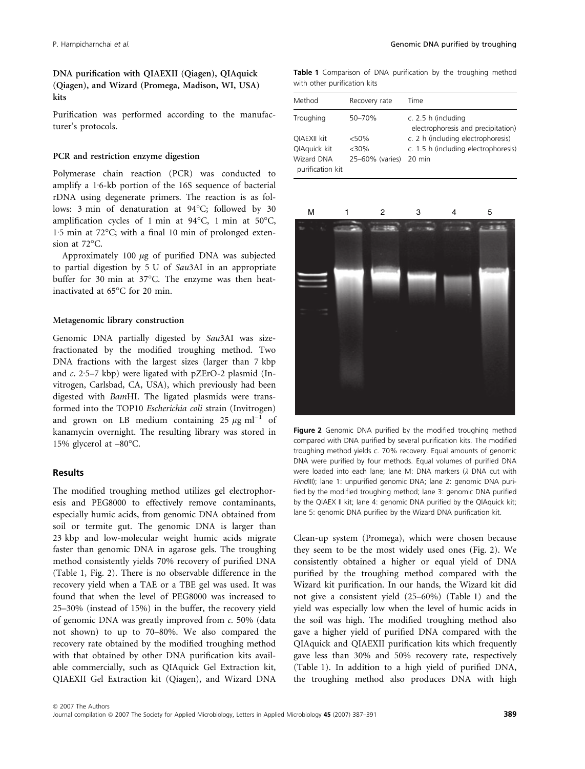### DNA purification with QIAEXII (Qiagen), QIAquick (Qiagen), and Wizard (Promega, Madison, WI, USA) kits

Purification was performed according to the manufacturer's protocols.

### PCR and restriction enzyme digestion

Polymerase chain reaction (PCR) was conducted to amplify a 1·6-kb portion of the 16S sequence of bacterial rDNA using degenerate primers. The reaction is as follows: 3 min of denaturation at 94°C; followed by 30 amplification cycles of 1 min at 94°C, 1 min at 50°C, 1·5 min at 72°C; with a final 10 min of prolonged extension at 72°C.

Approximately 100 $\mu$g of purified DNA was subjected to partial digestion by 5 U of *Sau*3AI in an appropriate buffer for 30 min at 37°C. The enzyme was then heat-inactivated at 65°C for 20 min.

### Metagenomic library construction

Genomic DNA partially digested by *Sau*3AI was size-fractionated by the modified troughing method. Two DNA fractions with the largest sizes (larger than 7 kbp and *c*. 2·5–7 kbp) were ligated with pZErO-2 plasmid (Invitrogen, Carlsbad, CA, USA), which previously had been digested with *Bam*HI. The ligated plasmids were transformed into the TOP10 *Escherichia coli* strain (Invitrogen) and grown on LB medium containing 25 $\mu$g ml$^{-1}$ of kanamycin overnight. The resulting library was stored in 15% glycerol at –80°C.

## Results

The modified troughing method utilizes gel electrophoresis and PEG8000 to effectively remove contaminants, especially humic acids, from genomic DNA obtained from soil or termite gut. The genomic DNA is larger than 23 kbp and low-molecular weight humic acids migrate faster than genomic DNA in agarose gels. The troughing method consistently yields 70% recovery of purified DNA (Table 1, Fig. 2). There is no observable difference in the recovery yield when a TAE or a TBE gel was used. It was found that when the level of PEG8000 was increased to 25–30% (instead of 15%) in the buffer, the recovery yield of genomic DNA was greatly improved from *c*. 50% (data not shown) to up to 70–80%. We also compared the recovery rate obtained by the modified troughing method with that obtained by other DNA purification kits available commercially, such as QIAquick Gel Extraction kit, QIAEXII Gel Extraction kit (Qiagen), and Wizard DNA Clean-up system (Promega), which were chosen because they seem to be the most widely used ones (Fig. 2). We consistently obtained a higher or equal yield of DNA purified by the troughing method compared with the Wizard kit purification. In our hands, the Wizard kit did not give a consistent yield (25–60%) (Table 1) and the yield was especially low when the level of humic acids in the soil was high. The modified troughing method also gave a higher yield of purified DNA compared with the QIAquick and QIAEXII purification kits which frequently gave less than 30% and 50% recovery rate, respectively (Table 1). In addition to a high yield of purified DNA, the troughing method also produces DNA with high

**Table 1** Comparison of DNA purification by the troughing method with other purification kits

| Method | Recovery rate | Time |
|---|---|---|
| Troughing | 50–70% | *c*. 2.5 h (including electrophoresis and precipitation) |
| QIAEXII kit | <50% | *c*. 2 h (including electrophoresis) |
| QIAquick kit | <30% | *c*. 1.5 h (including electrophoresis) |
| Wizard DNA purification kit | 25–60% (varies) | 20 min |

**Figure 2** Genomic DNA purified by the modified troughing method compared with DNA purified by several purification kits. The modified troughing method yields *c*. 70% recovery. Equal amounts of genomic DNA were purified by four methods. Equal volumes of purified DNA were loaded into each lane; lane M: DNA markers ($\lambda$ DNA cut with *Hin*dIII); lane 1: unpurified genomic DNA; lane 2: genomic DNA purified by the modified troughing method; lane 3: genomic DNA purified by the QIAEX II kit; lane 4: genomic DNA purified by the QIAquick kit; lane 5: genomic DNA purified by the Wizard DNA purification kit.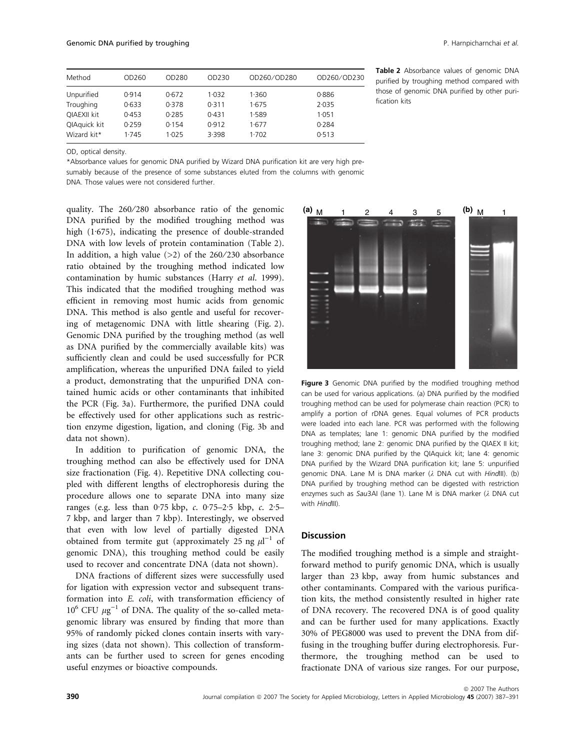| Method | OD260 | OD280 | OD230 | OD260/OD280 | OD260/OD230 |
|---|---|---|---|---|---|
| Unpurified | 0·914 | 0·672 | 1·032 | 1·360 | 0·886 |
| Troughing | 0·633 | 0·378 | 0·311 | 1·675 | 2·035 |
| QIAEXII kit | 0·453 | 0·285 | 0·431 | 1·589 | 1·051 |
| QIAquick kit | 0·259 | 0·154 | 0·912 | 1·677 | 0·284 |
| Wizard kit* | 1·745 | 1·025 | 3·398 | 1·702 | 0·513 |

**Table 2** Absorbance values of genomic DNA purified by troughing method compared with those of genomic DNA purified by other purification kits

OD, optical density.

*Absorbance values for genomic DNA purified by Wizard DNA purification kit are very high presumably because of the presence of some substances eluted from the columns with genomic DNA. Those values were not considered further.

quality. The 260/280 absorbance ratio of the genomic DNA purified by the modified troughing method was high (1·675), indicating the presence of double-stranded DNA with low levels of protein contamination (Table 2). In addition, a high value (>2) of the 260/230 absorbance ratio obtained by the troughing method indicated low contamination by humic substances (Harry *et al.* 1999). This indicated that the modified troughing method was efficient in removing most humic acids from genomic DNA. This method is also gentle and useful for recovering of metagenomic DNA with little shearing (Fig. 2). Genomic DNA purified by the troughing method (as well as DNA purified by the commercially available kits) was sufficiently clean and could be used successfully for PCR amplification, whereas the unpurified DNA failed to yield a product, demonstrating that the unpurified DNA contained humic acids or other contaminants that inhibited the PCR (Fig. 3a). Furthermore, the purified DNA could be effectively used for other applications such as restriction enzyme digestion, ligation, and cloning (Fig. 3b and data not shown).

In addition to purification of genomic DNA, the troughing method can also be effectively used for DNA size fractionation (Fig. 4). Repetitive DNA collecting coupled with different lengths of electrophoresis during the procedure allows one to separate DNA into many size ranges (e.g. less than 0·75 kbp, *c.* 0·75–2·5 kbp, *c.* 2·5–7 kbp, and larger than 7 kbp). Interestingly, we observed that even with low level of partially digested DNA obtained from termite gut (approximately 25 ng $\mu l^{-1}$ of genomic DNA), this troughing method could be easily used to recover and concentrate DNA (data not shown).

DNA fractions of different sizes were successfully used for ligation with expression vector and subsequent transformation into *E. coli*, with transformation efficiency of $10^6$ CFU $\mu g^{-1}$ of DNA. The quality of the so-called metagenomic library was ensured by finding that more than 95% of randomly picked clones contain inserts with varying sizes (data not shown). This collection of transformants can be further used to screen for genes encoding useful enzymes or bioactive compounds.

**Figure 3** Genomic DNA purified by the modified troughing method can be used for various applications. (a) DNA purified by the modified troughing method can be used for polymerase chain reaction (PCR) to amplify a portion of rDNA genes. Equal volumes of PCR products were loaded into each lane. PCR was performed with the following DNA as templates: lane 1: genomic DNA purified by the modified troughing method; lane 2: genomic DNA purified by the QIAEX II kit; lane 3: genomic DNA purified by the QIAquick kit; lane 4: genomic DNA purified by the Wizard DNA purification kit; lane 5: unpurified genomic DNA. Lane M is DNA marker (λ DNA cut with *Hin*dIII). (b) DNA purified by troughing method can be digested with restriction enzymes such as *Sau*3AI (lane 1). Lane M is DNA marker (λ DNA cut with *Hin*dIII).

## Discussion

The modified troughing method is a simple and straightforward method to purify genomic DNA, which is usually larger than 23 kbp, away from humic substances and other contaminants. Compared with the various purification kits, the method consistently resulted in higher rate of DNA recovery. The recovered DNA is of good quality and can be further used for many applications. Exactly 30% of PEG8000 was used to prevent the DNA from diffusing in the troughing buffer during electrophoresis. Furthermore, the troughing method can be used to fractionate DNA of various size ranges. For our purpose,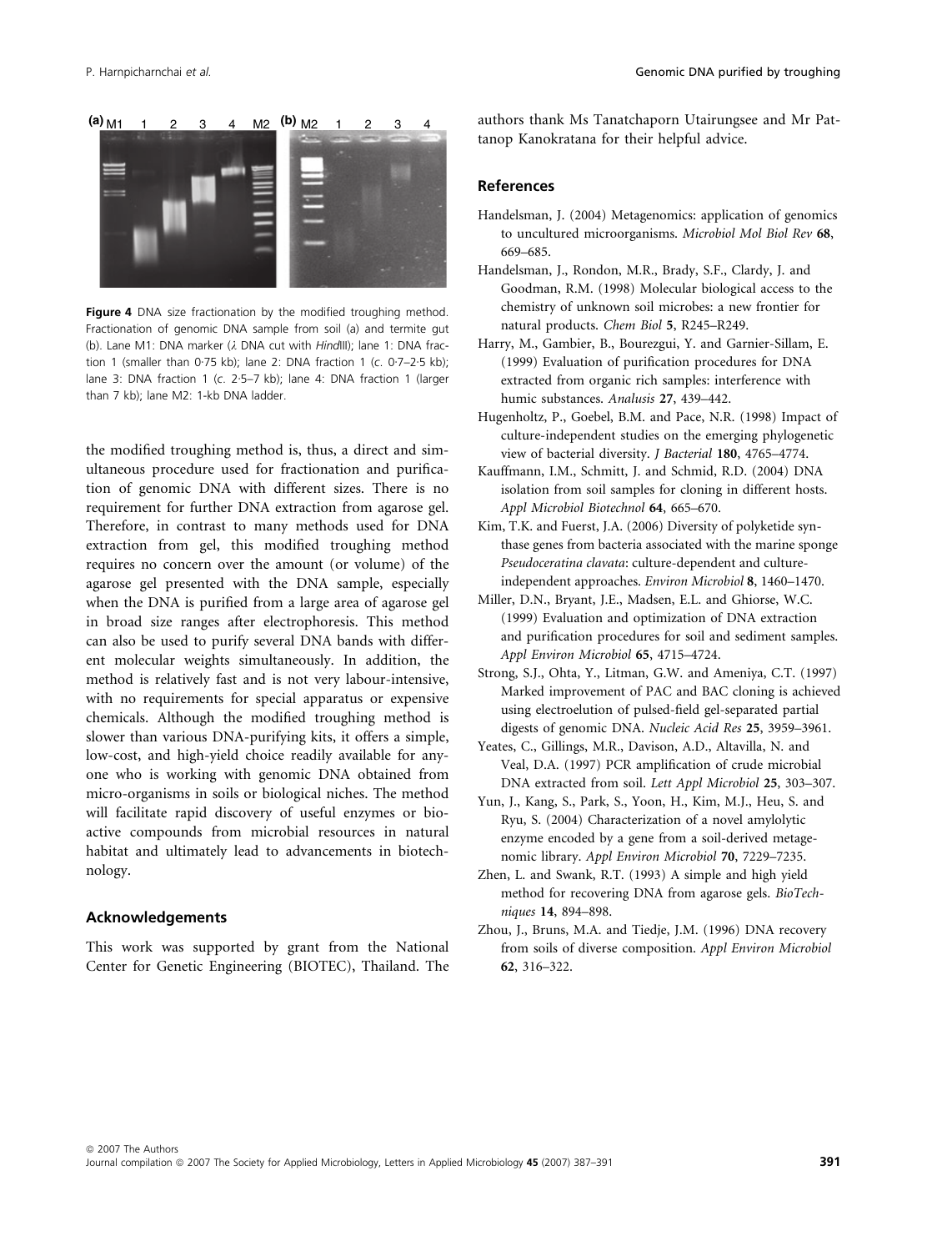(a) M1 1 2 3 4 M2 (b) M2 1 2 3 4

**Figure 4** DNA size fractionation by the modified troughing method. Fractionation of genomic DNA sample from soil (a) and termite gut (b). Lane M1: DNA marker (λ DNA cut with *Hin*dIII); lane 1: DNA fraction 1 (smaller than 0·75 kb); lane 2: DNA fraction 1 (*c.* 0·7–2·5 kb); lane 3: DNA fraction 1 (*c.* 2·5–7 kb); lane 4: DNA fraction 1 (larger than 7 kb); lane M2: 1-kb DNA ladder.

the modified troughing method is, thus, a direct and simultaneous procedure used for fractionation and purification of genomic DNA with different sizes. There is no requirement for further DNA extraction from agarose gel. Therefore, in contrast to many methods used for DNA extraction from gel, this modified troughing method requires no concern over the amount (or volume) of the agarose gel presented with the DNA sample, especially when the DNA is purified from a large area of agarose gel in broad size ranges after electrophoresis. This method can also be used to purify several DNA bands with different molecular weights simultaneously. In addition, the method is relatively fast and is not very labour-intensive, with no requirements for special apparatus or expensive chemicals. Although the modified troughing method is slower than various DNA-purifying kits, it offers a simple, low-cost, and high-yield choice readily available for anyone who is working with genomic DNA obtained from micro-organisms in soils or biological niches. The method will facilitate rapid discovery of useful enzymes or bioactive compounds from microbial resources in natural habitat and ultimately lead to advancements in biotechnology.

## Acknowledgements

This work was supported by grant from the National Center for Genetic Engineering (BIOTEC), Thailand. The authors thank Ms Tanatchaporn Utairungsee and Mr Pattanop Kanokratana for their helpful advice.

## References

Handelsman, J. (2004) Metagenomics: application of genomics to uncultured microorganisms. *Microbiol Mol Biol Rev* **68**, 669–685.

Handelsman, J., Rondon, M.R., Brady, S.F., Clardy, J. and Goodman, R.M. (1998) Molecular biological access to the chemistry of unknown soil microbes: a new frontier for natural products. *Chem Biol* **5**, R245–R249.

Harry, M., Gambier, B., Bourezgui, Y. and Garnier-Sillam, E. (1999) Evaluation of purification procedures for DNA extracted from organic rich samples: interference with humic substances. *Analusis* **27**, 439–442.

Hugenholtz, P., Goebel, B.M. and Pace, N.R. (1998) Impact of culture-independent studies on the emerging phylogenetic view of bacterial diversity. *J Bacterial* **180**, 4765–4774.

Kauffmann, I.M., Schmitt, J. and Schmid, R.D. (2004) DNA isolation from soil samples for cloning in different hosts. *Appl Microbiol Biotechnol* **64**, 665–670.

Kim, T.K. and Fuerst, J.A. (2006) Diversity of polyketide synthase genes from bacteria associated with the marine sponge *Pseudoceratina clavata*: culture-dependent and culture-independent approaches. *Environ Microbiol* **8**, 1460–1470.

Miller, D.N., Bryant, J.E., Madsen, E.L. and Ghiorse, W.C. (1999) Evaluation and optimization of DNA extraction and purification procedures for soil and sediment samples. *Appl Environ Microbiol* **65**, 4715–4724.

Strong, S.J., Ohta, Y., Litman, G.W. and Ameniya, C.T. (1997) Marked improvement of PAC and BAC cloning is achieved using electroelution of pulsed-field gel-separated partial digests of genomic DNA. *Nucleic Acid Res* **25**, 3959–3961.

Yeates, C., Gillings, M.R., Davison, A.D., Altavilla, N. and Veal, D.A. (1997) PCR amplification of crude microbial DNA extracted from soil. *Lett Appl Microbiol* **25**, 303–307.

Yun, J., Kang, S., Park, S., Yoon, H., Kim, M.J., Heu, S. and Ryu, S. (2004) Characterization of a novel amylolytic enzyme encoded by a gene from a soil-derived metagenomic library. *Appl Environ Microbiol* **70**, 7229–7235.

Zhen, L. and Swank, R.T. (1993) A simple and high yield method for recovering DNA from agarose gels. *BioTechniques* **14**, 894–898.

Zhou, J., Bruns, M.A. and Tiedje, J.M. (1996) DNA recovery from soils of diverse composition. *Appl Environ Microbiol* **62**, 316–322.